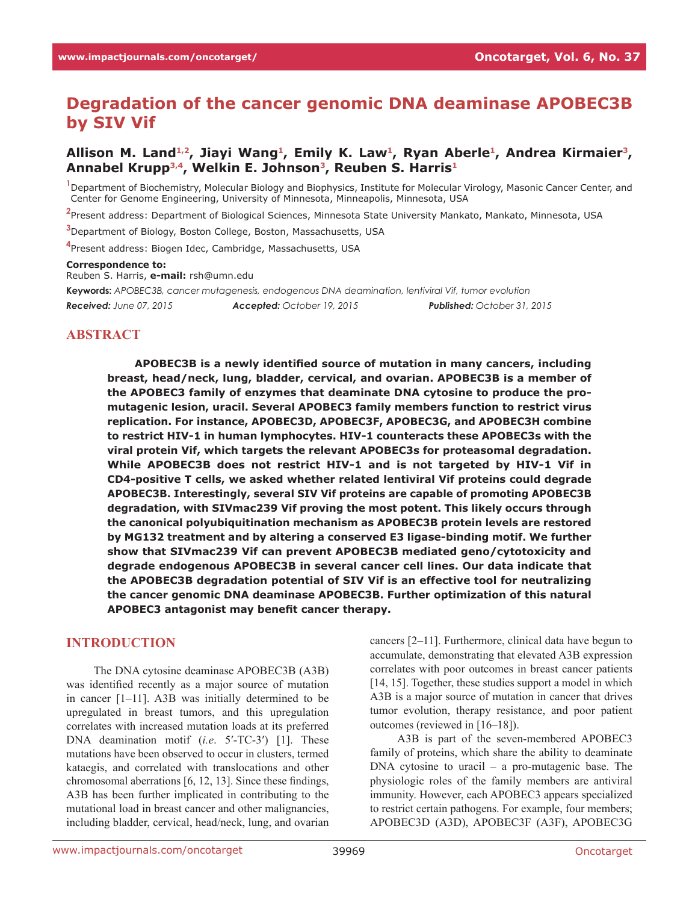# Degradation of the cancer genomic DNA deaminase APOBEC3B by SIV Vif

**Allison M. Land[1,2], Jiayi Wang[1], Emily K. Law[1], Ryan Aberle[1], Andrea Kirmaier[3], Annabel Krupp[3,4], Welkin E. Johnson[3], Reuben S. Harris[1]**

[1] Department of Biochemistry, Molecular Biology and Biophysics, Institute for Molecular Virology, Masonic Cancer Center, and Center for Genome Engineering, University of Minnesota, Minneapolis, Minnesota, USA

[2] Present address: Department of Biological Sciences, Minnesota State University Mankato, Mankato, Minnesota, USA

[3] Department of Biology, Boston College, Boston, Massachusetts, USA

[4] Present address: Biogen Idec, Cambridge, Massachusetts, USA

**Correspondence to:**
Reuben S. Harris, **e-mail:** rsh@umn.edu

**Keywords:** *APOBEC3B, cancer mutagenesis, endogenous DNA deamination, lentiviral Vif, tumor evolution*

***Received:*** *June 07, 2015* ***Accepted:*** *October 19, 2015* ***Published:*** *October 31, 2015*

## ABSTRACT

**APOBEC3B is a newly identified source of mutation in many cancers, including breast, head/neck, lung, bladder, cervical, and ovarian. APOBEC3B is a member of the APOBEC3 family of enzymes that deaminate DNA cytosine to produce the pro-mutagenic lesion, uracil. Several APOBEC3 family members function to restrict virus replication. For instance, APOBEC3D, APOBEC3F, APOBEC3G, and APOBEC3H combine to restrict HIV-1 in human lymphocytes. HIV-1 counteracts these APOBEC3s with the viral protein Vif, which targets the relevant APOBEC3s for proteasomal degradation. While APOBEC3B does not restrict HIV-1 and is not targeted by HIV-1 Vif in CD4-positive T cells, we asked whether related lentiviral Vif proteins could degrade APOBEC3B. Interestingly, several SIV Vif proteins are capable of promoting APOBEC3B degradation, with SIVmac239 Vif proving the most potent. This likely occurs through the canonical polyubiquitination mechanism as APOBEC3B protein levels are restored by MG132 treatment and by altering a conserved E3 ligase-binding motif. We further show that SIVmac239 Vif can prevent APOBEC3B mediated geno/cytotoxicity and degrade endogenous APOBEC3B in several cancer cell lines. Our data indicate that the APOBEC3B degradation potential of SIV Vif is an effective tool for neutralizing the cancer genomic DNA deaminase APOBEC3B. Further optimization of this natural APOBEC3 antagonist may benefit cancer therapy.**

## INTRODUCTION

The DNA cytosine deaminase APOBEC3B (A3B) was identified recently as a major source of mutation in cancer [1–11]. A3B was initially determined to be upregulated in breast tumors, and this upregulation correlates with increased mutation loads at its preferred DNA deamination motif (*i.e.* 5′-TC-3′) [1]. These mutations have been observed to occur in clusters, termed kataegis, and correlated with translocations and other chromosomal aberrations [6, 12, 13]. Since these findings, A3B has been further implicated in contributing to the mutational load in breast cancer and other malignancies, including bladder, cervical, head/neck, lung, and ovarian cancers [2–11]. Furthermore, clinical data have begun to accumulate, demonstrating that elevated A3B expression correlates with poor outcomes in breast cancer patients [14, 15]. Together, these studies support a model in which A3B is a major source of mutation in cancer that drives tumor evolution, therapy resistance, and poor patient outcomes (reviewed in [16–18]).

A3B is part of the seven-membered APOBEC3 family of proteins, which share the ability to deaminate DNA cytosine to uracil – a pro-mutagenic base. The physiologic roles of the family members are antiviral immunity. However, each APOBEC3 appears specialized to restrict certain pathogens. For example, four members; APOBEC3D (A3D), APOBEC3F (A3F), APOBEC3G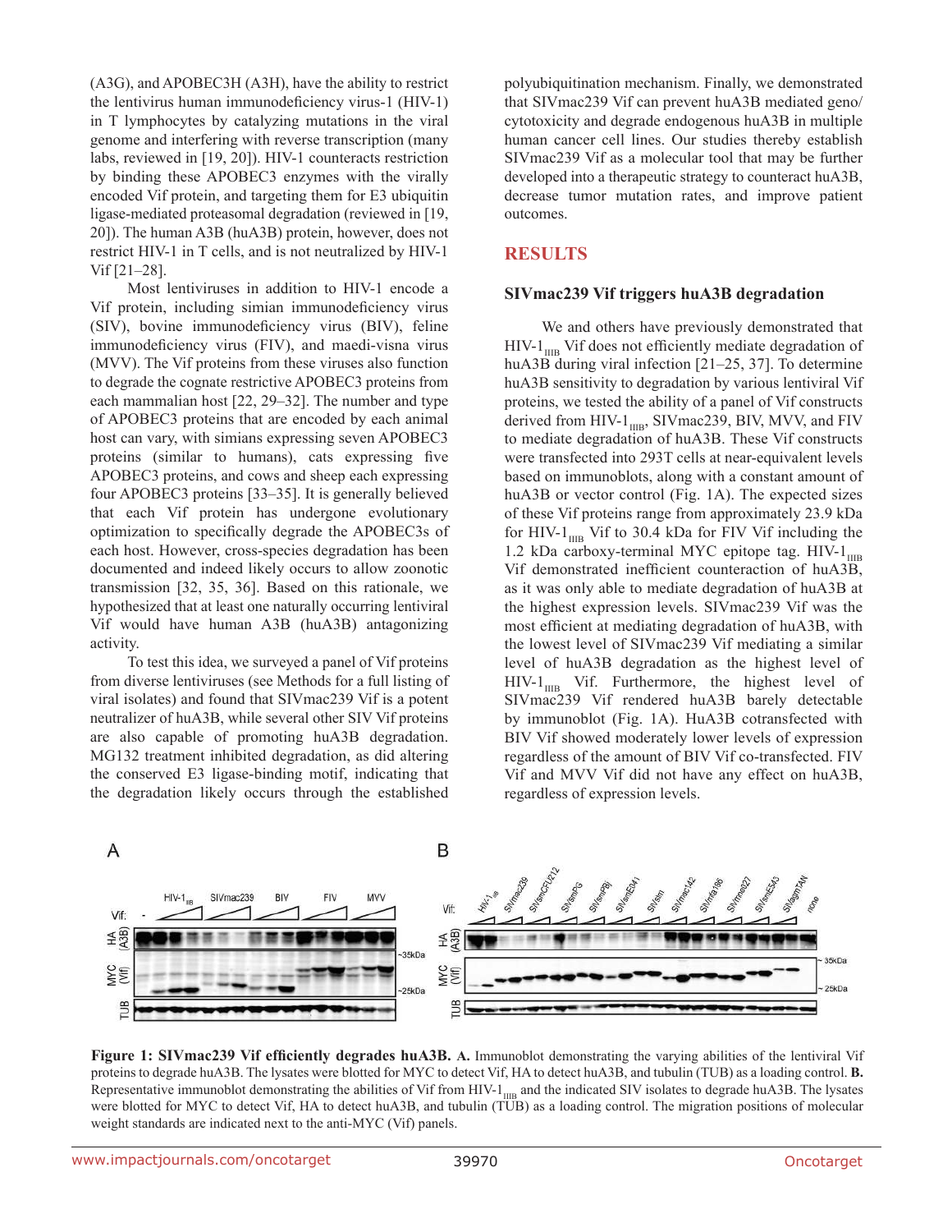(A3G), and APOBEC3H (A3H), have the ability to restrict the lentivirus human immunodeficiency virus-1 (HIV-1) in T lymphocytes by catalyzing mutations in the viral genome and interfering with reverse transcription (many labs, reviewed in [19, 20]). HIV-1 counteracts restriction by binding these APOBEC3 enzymes with the virally encoded Vif protein, and targeting them for E3 ubiquitin ligase-mediated proteasomal degradation (reviewed in [19, 20]). The human A3B (huA3B) protein, however, does not restrict HIV-1 in T cells, and is not neutralized by HIV-1 Vif [21–28].

Most lentiviruses in addition to HIV-1 encode a Vif protein, including simian immunodeficiency virus (SIV), bovine immunodeficiency virus (BIV), feline immunodeficiency virus (FIV), and maedi-visna virus (MVV). The Vif proteins from these viruses also function to degrade the cognate restrictive APOBEC3 proteins from each mammalian host [22, 29–32]. The number and type of APOBEC3 proteins that are encoded by each animal host can vary, with simians expressing seven APOBEC3 proteins (similar to humans), cats expressing five APOBEC3 proteins, and cows and sheep each expressing four APOBEC3 proteins [33–35]. It is generally believed that each Vif protein has undergone evolutionary optimization to specifically degrade the APOBEC3s of each host. However, cross-species degradation has been documented and indeed likely occurs to allow zoonotic transmission [32, 35, 36]. Based on this rationale, we hypothesized that at least one naturally occurring lentiviral Vif would have human A3B (huA3B) antagonizing activity.

To test this idea, we surveyed a panel of Vif proteins from diverse lentiviruses (see Methods for a full listing of viral isolates) and found that SIVmac239 Vif is a potent neutralizer of huA3B, while several other SIV Vif proteins are also capable of promoting huA3B degradation. MG132 treatment inhibited degradation, as did altering the conserved E3 ligase-binding motif, indicating that the degradation likely occurs through the established polyubiquitination mechanism. Finally, we demonstrated that SIVmac239 Vif can prevent huA3B mediated geno/cytotoxicity and degrade endogenous huA3B in multiple human cancer cell lines. Our studies thereby establish SIVmac239 Vif as a molecular tool that may be further developed into a therapeutic strategy to counteract huA3B, decrease tumor mutation rates, and improve patient outcomes.

## RESULTS

### SIVmac239 Vif triggers huA3B degradation

We and others have previously demonstrated that HIV-$1_{IIIB}$ Vif does not efficiently mediate degradation of huA3B during viral infection [21–25, 37]. To determine huA3B sensitivity to degradation by various lentiviral Vif proteins, we tested the ability of a panel of Vif constructs derived from HIV-$1_{IIIB}$, SIVmac239, BIV, MVV, and FIV to mediate degradation of huA3B. These Vif constructs were transfected into 293T cells at near-equivalent levels based on immunoblots, along with a constant amount of huA3B or vector control (Fig. 1A). The expected sizes of these Vif proteins range from approximately 23.9 kDa for HIV-$1_{IIIB}$ Vif to 30.4 kDa for FIV Vif including the 1.2 kDa carboxy-terminal MYC epitope tag. HIV-$1_{IIIB}$ Vif demonstrated inefficient counteraction of huA3B, as it was only able to mediate degradation of huA3B at the highest expression levels. SIVmac239 Vif was the most efficient at mediating degradation of huA3B, with the lowest level of SIVmac239 Vif mediating a similar level of huA3B degradation as the highest level of HIV-$1_{IIIB}$ Vif. Furthermore, the highest level of SIVmac239 Vif rendered huA3B barely detectable by immunoblot (Fig. 1A). HuA3B cotransfected with BIV Vif showed moderately lower levels of expression regardless of the amount of BIV Vif co-transfected. FIV Vif and MVV Vif did not have any effect on huA3B, regardless of expression levels.

**Figure 1: SIVmac239 Vif efficiently degrades huA3B. A.** Immunoblot demonstrating the varying abilities of the lentiviral Vif proteins to degrade huA3B. The lysates were blotted for MYC to detect Vif, HA to detect huA3B, and tubulin (TUB) as a loading control. **B.** Representative immunoblot demonstrating the abilities of Vif from HIV-$1_{IIIB}$ and the indicated SIV isolates to degrade huA3B. The lysates were blotted for MYC to detect Vif, HA to detect huA3B, and tubulin (TUB) as a loading control. The migration positions of molecular weight standards are indicated next to the anti-MYC (Vif) panels.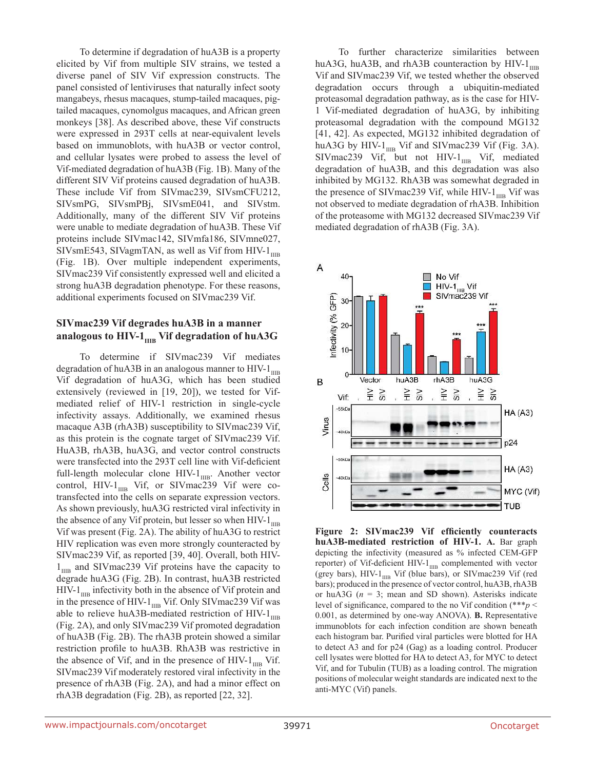To determine if degradation of huA3B is a property elicited by Vif from multiple SIV strains, we tested a diverse panel of SIV Vif expression constructs. The panel consisted of lentiviruses that naturally infect sooty mangabeys, rhesus macaques, stump-tailed macaques, pig-tailed macaques, cynomolgus macaques, and African green monkeys [38]. As described above, these Vif constructs were expressed in 293T cells at near-equivalent levels based on immunoblots, with huA3B or vector control, and cellular lysates were probed to assess the level of Vif-mediated degradation of huA3B (Fig. 1B). Many of the different SIV Vif proteins caused degradation of huA3B. These include Vif from SIVmac239, SIVsmCFU212, SIVsmPG, SIVsmPBj, SIVsmE041, and SIVstm. Additionally, many of the different SIV Vif proteins were unable to mediate degradation of huA3B. These Vif proteins include SIVmac142, SIVmfa186, SIVmne027, SIVsmE543, SIVagmTAN, as well as Vif from HIV-$1_{IIIB}$ (Fig. 1B). Over multiple independent experiments, SIVmac239 Vif consistently expressed well and elicited a strong huA3B degradation phenotype. For these reasons, additional experiments focused on SIVmac239 Vif.

## SIVmac239 Vif degrades huA3B in a manner analogous to HIV-$1_{IIIB}$ Vif degradation of huA3G

To determine if SIVmac239 Vif mediates degradation of huA3B in an analogous manner to HIV-$1_{IIIB}$ Vif degradation of huA3G, which has been studied extensively (reviewed in [19, 20]), we tested for Vif-mediated relief of HIV-1 restriction in single-cycle infectivity assays. Additionally, we examined rhesus macaque A3B (rhA3B) susceptibility to SIVmac239 Vif, as this protein is the cognate target of SIVmac239 Vif. HuA3B, rhA3B, huA3G, and vector control constructs were transfected into the 293T cell line with Vif-deficient full-length molecular clone HIV-$1_{IIIB}$. Another vector control, HIV-$1_{IIIB}$ Vif, or SIVmac239 Vif were co-transfected into the cells on separate expression vectors. As shown previously, huA3G restricted viral infectivity in the absence of any Vif protein, but lesser so when HIV-$1_{IIIB}$ Vif was present (Fig. 2A). The ability of huA3G to restrict HIV replication was even more strongly counteracted by SIVmac239 Vif, as reported [39, 40]. Overall, both HIV-$1_{IIIB}$ and SIVmac239 Vif proteins have the capacity to degrade huA3G (Fig. 2B). In contrast, huA3B restricted HIV-$1_{IIIB}$ infectivity both in the absence of Vif protein and in the presence of HIV-$1_{IIIB}$ Vif. Only SIVmac239 Vif was able to relieve huA3B-mediated restriction of HIV-$1_{IIIB}$ (Fig. 2A), and only SIVmac239 Vif promoted degradation of huA3B (Fig. 2B). The rhA3B protein showed a similar restriction profile to huA3B. RhA3B was restrictive in the absence of Vif, and in the presence of HIV-$1_{IIIB}$ Vif. SIVmac239 Vif moderately restored viral infectivity in the presence of rhA3B (Fig. 2A), and had a minor effect on rhA3B degradation (Fig. 2B), as reported [22, 32].

To further characterize similarities between huA3G, huA3B, and rhA3B counteraction by HIV-$1_{IIIB}$ Vif and SIVmac239 Vif, we tested whether the observed degradation occurs through a ubiquitin-mediated proteasomal degradation pathway, as is the case for HIV-1 Vif-mediated degradation of huA3G, by inhibiting proteasomal degradation with the compound MG132 [41, 42]. As expected, MG132 inhibited degradation of huA3G by HIV-$1_{IIIB}$ Vif and SIVmac239 Vif (Fig. 3A). SIVmac239 Vif, but not HIV-$1_{IIIB}$ Vif, mediated degradation of huA3B, and this degradation was also inhibited by MG132. RhA3B was somewhat degraded in the presence of SIVmac239 Vif, while HIV-$1_{IIIB}$ Vif was not observed to mediate degradation of rhA3B. Inhibition of the proteasome with MG132 decreased SIVmac239 Vif mediated degradation of rhA3B (Fig. 3A).

**Figure 2: SIVmac239 Vif efficiently counteracts huA3B-mediated restriction of HIV-1. A.** Bar graph depicting the infectivity (measured as % infected CEM-GFP reporter) of Vif-deficient HIV-$1_{IIIB}$ complemented with vector (grey bars), HIV-$1_{IIIB}$ Vif (blue bars), or SIVmac239 Vif (red bars); produced in the presence of vector control, huA3B, rhA3B or huA3G ($n$ = 3; mean and SD shown). Asterisks indicate level of significance, compared to the no Vif condition (***$p <$ 0.001, as determined by one-way ANOVA). **B.** Representative immunoblots for each infection condition are shown beneath each histogram bar. Purified viral particles were blotted for HA to detect A3 and for p24 (Gag) as a loading control. Producer cell lysates were blotted for HA to detect A3, for MYC to detect Vif, and for Tubulin (TUB) as a loading control. The migration positions of molecular weight standards are indicated next to the anti-MYC (Vif) panels.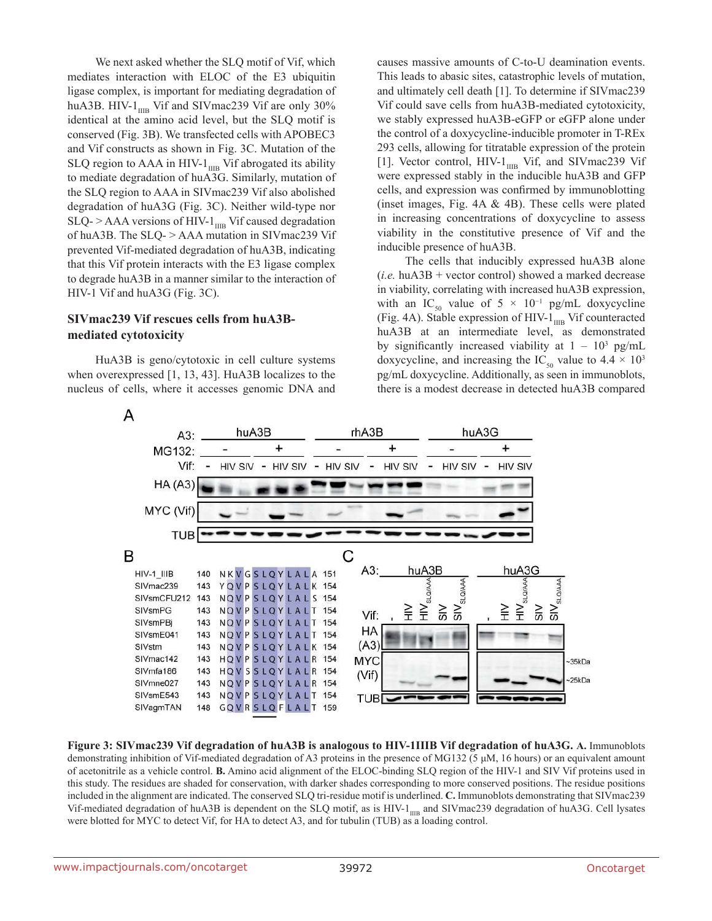We next asked whether the SLQ motif of Vif, which mediates interaction with ELOC of the E3 ubiquitin ligase complex, is important for mediating degradation of huA3B. HIV-$1_{IIIB}$ Vif and SIVmac239 Vif are only 30% identical at the amino acid level, but the SLQ motif is conserved (Fig. 3B). We transfected cells with APOBEC3 and Vif constructs as shown in Fig. 3C. Mutation of the SLQ region to AAA in HIV-$1_{IIIB}$ Vif abrogated its ability to mediate degradation of huA3G. Similarly, mutation of the SLQ region to AAA in SIVmac239 Vif also abolished degradation of huA3G (Fig. 3C). Neither wild-type nor SLQ- > AAA versions of HIV-$1_{IIIB}$ Vif caused degradation of huA3B. The SLQ- > AAA mutation in SIVmac239 Vif prevented Vif-mediated degradation of huA3B, indicating that this Vif protein interacts with the E3 ligase complex to degrade huA3B in a manner similar to the interaction of HIV-1 Vif and huA3G (Fig. 3C).

## SIVmac239 Vif rescues cells from huA3B-mediated cytotoxicity

HuA3B is geno/cytotoxic in cell culture systems when overexpressed [1, 13, 43]. HuA3B localizes to the nucleus of cells, where it accesses genomic DNA and causes massive amounts of C-to-U deamination events. This leads to abasic sites, catastrophic levels of mutation, and ultimately cell death [1]. To determine if SIVmac239 Vif could save cells from huA3B-mediated cytotoxicity, we stably expressed huA3B-eGFP or eGFP alone under the control of a doxycycline-inducible promoter in T-REx 293 cells, allowing for titratable expression of the protein [1]. Vector control, HIV-$1_{IIIB}$ Vif, and SIVmac239 Vif were expressed stably in the inducible huA3B and GFP cells, and expression was confirmed by immunoblotting (inset images, Fig. 4A & 4B). These cells were plated in increasing concentrations of doxycycline to assess viability in the constitutive presence of Vif and the inducible presence of huA3B.

The cells that inducibly expressed huA3B alone (*i.e.* huA3B + vector control) showed a marked decrease in viability, correlating with increased huA3B expression, with an $IC_{50}$ value of $5 \times 10^{-1}$ pg/mL doxycycline (Fig. 4A). Stable expression of HIV-$1_{IIIB}$ Vif counteracted huA3B at an intermediate level, as demonstrated by significantly increased viability at $1 - 10^{3}$ pg/mL doxycycline, and increasing the $IC_{50}$ value to $4.4 \times 10^{3}$ pg/mL doxycycline. Additionally, as seen in immunoblots, there is a modest decrease in detected huA3B compared

**Figure 3: SIVmac239 Vif degradation of huA3B is analogous to HIV-1IIIB Vif degradation of huA3G. A.** Immunoblots demonstrating inhibition of Vif-mediated degradation of A3 proteins in the presence of MG132 (5 μM, 16 hours) or an equivalent amount of acetonitrile as a vehicle control. **B.** Amino acid alignment of the ELOC-binding SLQ region of the HIV-1 and SIV Vif proteins used in this study. The residues are shaded for conservation, with darker shades corresponding to more conserved positions. The residue positions included in the alignment are indicated. The conserved SLQ tri-residue motif is underlined. **C.** Immunoblots demonstrating that SIVmac239 Vif-mediated degradation of huA3B is dependent on the SLQ motif, as is HIV-$1_{IIIB}$ and SIVmac239 degradation of huA3G. Cell lysates were blotted for MYC to detect Vif, for HA to detect A3, and for tubulin (TUB) as a loading control.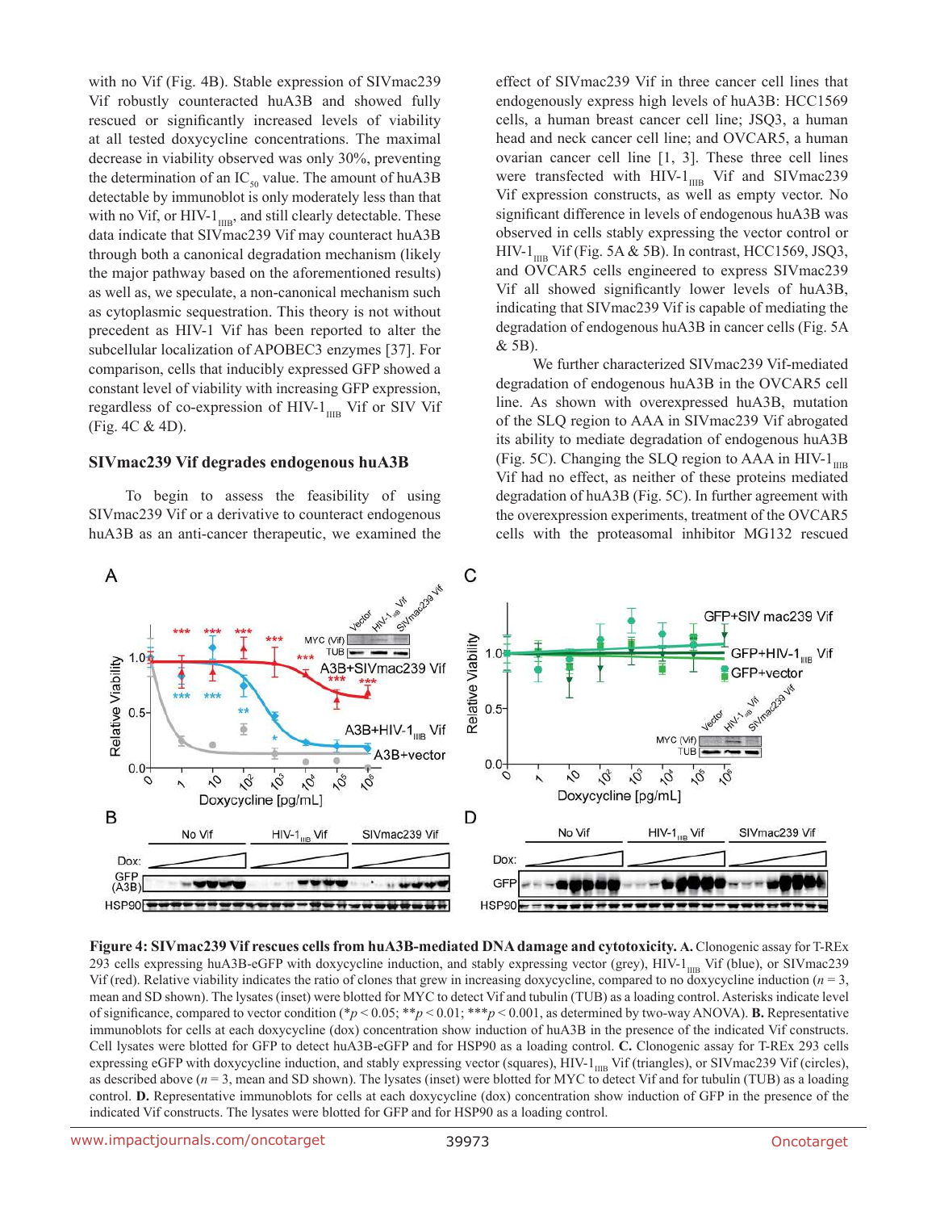with no Vif (Fig. 4B). Stable expression of SIVmac239 Vif robustly counteracted huA3B and showed fully rescued or significantly increased levels of viability at all tested doxycycline concentrations. The maximal decrease in viability observed was only 30%, preventing the determination of an $IC_{50}$ value. The amount of huA3B detectable by immunoblot is only moderately less than that with no Vif, or HIV-$1_{IIIB}$, and still clearly detectable. These data indicate that SIVmac239 Vif may counteract huA3B through both a canonical degradation mechanism (likely the major pathway based on the aforementioned results) as well as, we speculate, a non-canonical mechanism such as cytoplasmic sequestration. This theory is not without precedent as HIV-1 Vif has been reported to alter the subcellular localization of APOBEC3 enzymes [37]. For comparison, cells that inducibly expressed GFP showed a constant level of viability with increasing GFP expression, regardless of co-expression of HIV-$1_{IIIB}$ Vif or SIV Vif (Fig. 4C & 4D).

### SIVmac239 Vif degrades endogenous huA3B

To begin to assess the feasibility of using SIVmac239 Vif or a derivative to counteract endogenous huA3B as an anti-cancer therapeutic, we examined the effect of SIVmac239 Vif in three cancer cell lines that endogenously express high levels of huA3B: HCC1569 cells, a human breast cancer cell line; JSQ3, a human head and neck cancer cell line; and OVCAR5, a human ovarian cancer cell line [1, 3]. These three cell lines were transfected with HIV-$1_{IIIB}$ Vif and SIVmac239 Vif expression constructs, as well as empty vector. No significant difference in levels of endogenous huA3B was observed in cells stably expressing the vector control or HIV-$1_{IIIB}$ Vif (Fig. 5A & 5B). In contrast, HCC1569, JSQ3, and OVCAR5 cells engineered to express SIVmac239 Vif all showed significantly lower levels of huA3B, indicating that SIVmac239 Vif is capable of mediating the degradation of endogenous huA3B in cancer cells (Fig. 5A & 5B).

We further characterized SIVmac239 Vif-mediated degradation of endogenous huA3B in the OVCAR5 cell line. As shown with overexpressed huA3B, mutation of the SLQ region to AAA in SIVmac239 Vif abrogated its ability to mediate degradation of endogenous huA3B (Fig. 5C). Changing the SLQ region to AAA in HIV-$1_{IIIB}$ Vif had no effect, as neither of these proteins mediated degradation of huA3B (Fig. 5C). In further agreement with the overexpression experiments, treatment of the OVCAR5 cells with the proteasomal inhibitor MG132 rescued

**Figure 4: SIVmac239 Vif rescues cells from huA3B-mediated DNA damage and cytotoxicity. A.** Clonogenic assay for T-REx 293 cells expressing huA3B-eGFP with doxycycline induction, and stably expressing vector (grey), HIV-$1_{IIIB}$ Vif (blue), or SIVmac239 Vif (red). Relative viability indicates the ratio of clones that grew in increasing doxycycline, compared to no doxycycline induction ($n = 3$, mean and SD shown). The lysates (inset) were blotted for MYC to detect Vif and tubulin (TUB) as a loading control. Asterisks indicate level of significance, compared to vector condition (*$p < 0.05$; **$p < 0.01$; ***$p < 0.001$, as determined by two-way ANOVA). **B.** Representative immunoblots for cells at each doxycycline (dox) concentration show induction of huA3B in the presence of the indicated Vif constructs. Cell lysates were blotted for GFP to detect huA3B-eGFP and for HSP90 as a loading control. **C.** Clonogenic assay for T-REx 293 cells expressing eGFP with doxycycline induction, and stably expressing vector (squares), HIV-$1_{IIIB}$ Vif (triangles), or SIVmac239 Vif (circles), as described above ($n = 3$, mean and SD shown). The lysates (inset) were blotted for MYC to detect Vif and for tubulin (TUB) as a loading control. **D.** Representative immunoblots for cells at each doxycycline (dox) concentration show induction of GFP in the presence of the indicated Vif constructs. The lysates were blotted for GFP and for HSP90 as a loading control.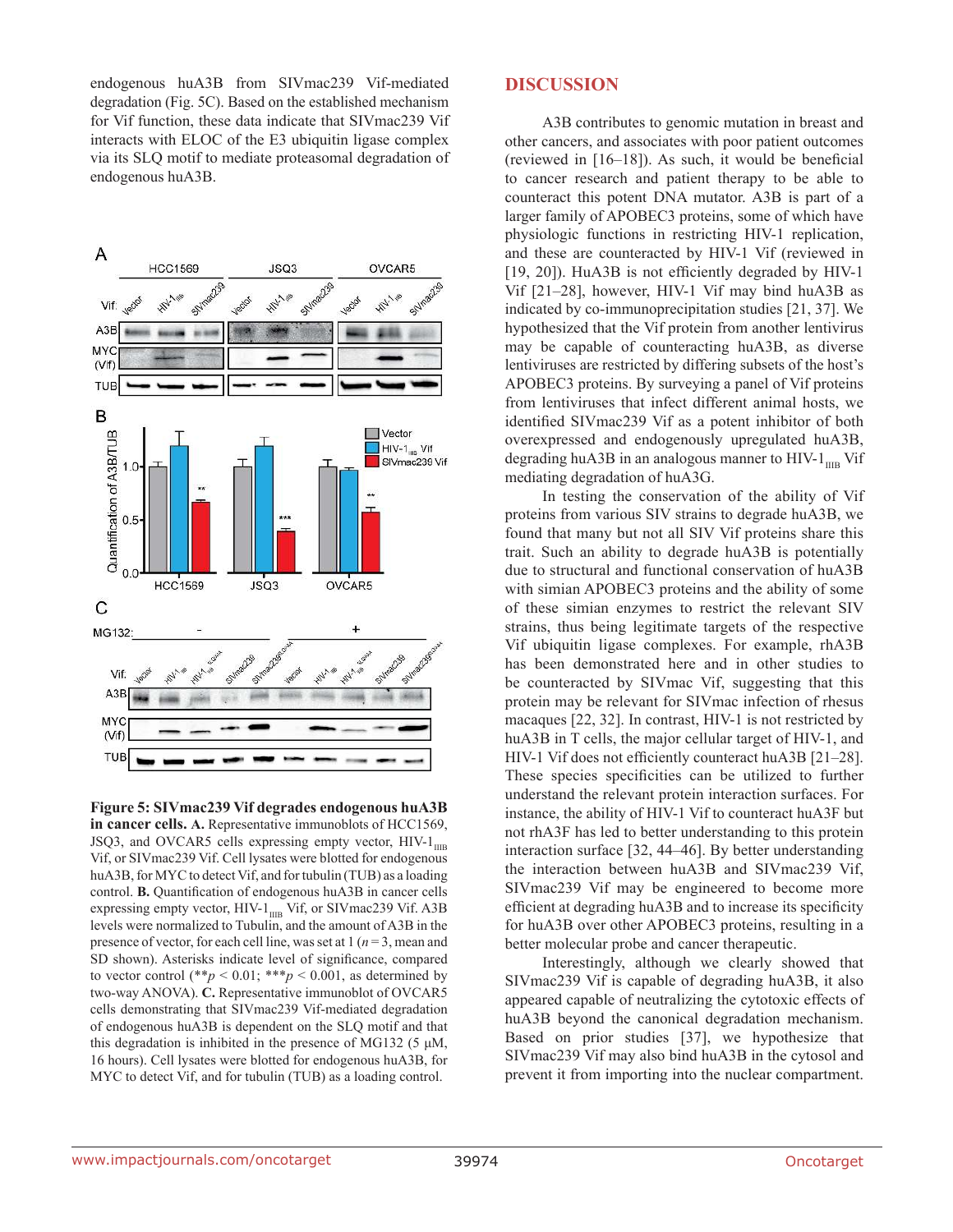endogenous huA3B from SIVmac239 Vif-mediated degradation (Fig. 5C). Based on the established mechanism for Vif function, these data indicate that SIVmac239 Vif interacts with ELOC of the E3 ubiquitin ligase complex via its SLQ motif to mediate proteasomal degradation of endogenous huA3B.

**Figure 5: SIVmac239 Vif degrades endogenous huA3B in cancer cells. A.** Representative immunoblots of HCC1569, JSQ3, and OVCAR5 cells expressing empty vector, HIV-$1_{IIIB}$ Vif, or SIVmac239 Vif. Cell lysates were blotted for endogenous huA3B, for MYC to detect Vif, and for tubulin (TUB) as a loading control. **B.** Quantification of endogenous huA3B in cancer cells expressing empty vector, HIV-$1_{IIIB}$ Vif, or SIVmac239 Vif. A3B levels were normalized to Tubulin, and the amount of A3B in the presence of vector, for each cell line, was set at 1 ($n = 3$, mean and SD shown). Asterisks indicate level of significance, compared to vector control (**$p < 0.01$; ***$p < 0.001$, as determined by two-way ANOVA). **C.** Representative immunoblot of OVCAR5 cells demonstrating that SIVmac239 Vif-mediated degradation of endogenous huA3B is dependent on the SLQ motif and that this degradation is inhibited in the presence of MG132 (5 μM, 16 hours). Cell lysates were blotted for endogenous huA3B, for MYC to detect Vif, and for tubulin (TUB) as a loading control.

## DISCUSSION

A3B contributes to genomic mutation in breast and other cancers, and associates with poor patient outcomes (reviewed in [16–18]). As such, it would be beneficial to cancer research and patient therapy to be able to counteract this potent DNA mutator. A3B is part of a larger family of APOBEC3 proteins, some of which have physiologic functions in restricting HIV-1 replication, and these are counteracted by HIV-1 Vif (reviewed in [19, 20]). HuA3B is not efficiently degraded by HIV-1 Vif [21–28], however, HIV-1 Vif may bind huA3B as indicated by co-immunoprecipitation studies [21, 37]. We hypothesized that the Vif protein from another lentivirus may be capable of counteracting huA3B, as diverse lentiviruses are restricted by differing subsets of the host's APOBEC3 proteins. By surveying a panel of Vif proteins from lentiviruses that infect different animal hosts, we identified SIVmac239 Vif as a potent inhibitor of both overexpressed and endogenously upregulated huA3B, degrading huA3B in an analogous manner to HIV-$1_{IIIB}$ Vif mediating degradation of huA3G.

In testing the conservation of the ability of Vif proteins from various SIV strains to degrade huA3B, we found that many but not all SIV Vif proteins share this trait. Such an ability to degrade huA3B is potentially due to structural and functional conservation of huA3B with simian APOBEC3 proteins and the ability of some of these simian enzymes to restrict the relevant SIV strains, thus being legitimate targets of the respective Vif ubiquitin ligase complexes. For example, rhA3B has been demonstrated here and in other studies to be counteracted by SIVmac Vif, suggesting that this protein may be relevant for SIVmac infection of rhesus macaques [22, 32]. In contrast, HIV-1 is not restricted by huA3B in T cells, the major cellular target of HIV-1, and HIV-1 Vif does not efficiently counteract huA3B [21–28]. These species specificities can be utilized to further understand the relevant protein interaction surfaces. For instance, the ability of HIV-1 Vif to counteract huA3F but not rhA3F has led to better understanding to this protein interaction surface [32, 44–46]. By better understanding the interaction between huA3B and SIVmac239 Vif, SIVmac239 Vif may be engineered to become more efficient at degrading huA3B and to increase its specificity for huA3B over other APOBEC3 proteins, resulting in a better molecular probe and cancer therapeutic.

Interestingly, although we clearly showed that SIVmac239 Vif is capable of degrading huA3B, it also appeared capable of neutralizing the cytotoxic effects of huA3B beyond the canonical degradation mechanism. Based on prior studies [37], we hypothesize that SIVmac239 Vif may also bind huA3B in the cytosol and prevent it from importing into the nuclear compartment.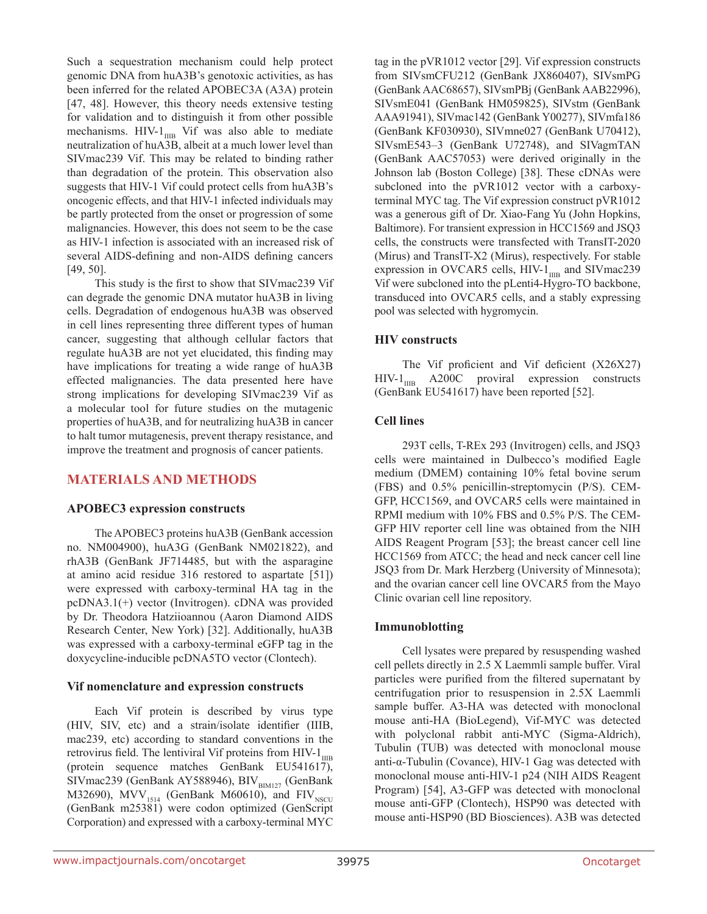Such a sequestration mechanism could help protect genomic DNA from huA3B's genotoxic activities, as has been inferred for the related APOBEC3A (A3A) protein [47, 48]. However, this theory needs extensive testing for validation and to distinguish it from other possible mechanisms. HIV-$1_{IIIB}$ Vif was also able to mediate neutralization of huA3B, albeit at a much lower level than SIVmac239 Vif. This may be related to binding rather than degradation of the protein. This observation also suggests that HIV-1 Vif could protect cells from huA3B's oncogenic effects, and that HIV-1 infected individuals may be partly protected from the onset or progression of some malignancies. However, this does not seem to be the case as HIV-1 infection is associated with an increased risk of several AIDS-defining and non-AIDS defining cancers [49, 50].

This study is the first to show that SIVmac239 Vif can degrade the genomic DNA mutator huA3B in living cells. Degradation of endogenous huA3B was observed in cell lines representing three different types of human cancer, suggesting that although cellular factors that regulate huA3B are not yet elucidated, this finding may have implications for treating a wide range of huA3B effected malignancies. The data presented here have strong implications for developing SIVmac239 Vif as a molecular tool for future studies on the mutagenic properties of huA3B, and for neutralizing huA3B in cancer to halt tumor mutagenesis, prevent therapy resistance, and improve the treatment and prognosis of cancer patients.

## MATERIALS AND METHODS

### APOBEC3 expression constructs

The APOBEC3 proteins huA3B (GenBank accession no. NM004900), huA3G (GenBank NM021822), and rhA3B (GenBank JF714485, but with the asparagine at amino acid residue 316 restored to aspartate [51]) were expressed with carboxy-terminal HA tag in the pcDNA3.1(+) vector (Invitrogen). cDNA was provided by Dr. Theodora Hatziioannou (Aaron Diamond AIDS Research Center, New York) [32]. Additionally, huA3B was expressed with a carboxy-terminal eGFP tag in the doxycycline-inducible pcDNA5TO vector (Clontech).

### Vif nomenclature and expression constructs

Each Vif protein is described by virus type (HIV, SIV, etc) and a strain/isolate identifier (IIIB, mac239, etc) according to standard conventions in the retrovirus field. The lentiviral Vif proteins from HIV-$1_{IIIB}$ (protein sequence matches GenBank EU541617), SIVmac239 (GenBank AY588946), $BIV_{BIM127}$ (GenBank M32690), $MVV_{1514}$ (GenBank M60610), and $FIV_{NSCU}$ (GenBank m25381) were codon optimized (GenScript Corporation) and expressed with a carboxy-terminal MYC tag in the pVR1012 vector [29]. Vif expression constructs from SIVsmCFU212 (GenBank JX860407), SIVsmPG (GenBank AAC68657), SIVsmPBj (GenBank AAB22996), SIVsmE041 (GenBank HM059825), SIVstm (GenBank AAA91941), SIVmac142 (GenBank Y00277), SIVmfa186 (GenBank KF030930), SIVmne027 (GenBank U70412), SIVsmE543–3 (GenBank U72748), and SIVagmTAN (GenBank AAC57053) were derived originally in the Johnson lab (Boston College) [38]. These cDNAs were subcloned into the pVR1012 vector with a carboxy-terminal MYC tag. The Vif expression construct pVR1012 was a generous gift of Dr. Xiao-Fang Yu (John Hopkins, Baltimore). For transient expression in HCC1569 and JSQ3 cells, the constructs were transfected with TransIT-2020 (Mirus) and TransIT-X2 (Mirus), respectively. For stable expression in OVCAR5 cells, HIV-$1_{IIIB}$ and SIVmac239 Vif were subcloned into the pLenti4-Hygro-TO backbone, transduced into OVCAR5 cells, and a stably expressing pool was selected with hygromycin.

### HIV constructs

The Vif proficient and Vif deficient (X26X27) HIV-$1_{IIIB}$ A200C proviral expression constructs (GenBank EU541617) have been reported [52].

### Cell lines

293T cells, T-REx 293 (Invitrogen) cells, and JSQ3 cells were maintained in Dulbecco's modified Eagle medium (DMEM) containing 10% fetal bovine serum (FBS) and 0.5% penicillin-streptomycin (P/S). CEM-GFP, HCC1569, and OVCAR5 cells were maintained in RPMI medium with 10% FBS and 0.5% P/S. The CEM-GFP HIV reporter cell line was obtained from the NIH AIDS Reagent Program [53]; the breast cancer cell line HCC1569 from ATCC; the head and neck cancer cell line JSQ3 from Dr. Mark Herzberg (University of Minnesota); and the ovarian cancer cell line OVCAR5 from the Mayo Clinic ovarian cell line repository.

### Immunoblotting

Cell lysates were prepared by resuspending washed cell pellets directly in 2.5 X Laemmli sample buffer. Viral particles were purified from the filtered supernatant by centrifugation prior to resuspension in 2.5X Laemmli sample buffer. A3-HA was detected with monoclonal mouse anti-HA (BioLegend), Vif-MYC was detected with polyclonal rabbit anti-MYC (Sigma-Aldrich), Tubulin (TUB) was detected with monoclonal mouse anti-α-Tubulin (Covance), HIV-1 Gag was detected with monoclonal mouse anti-HIV-1 p24 (NIH AIDS Reagent Program) [54], A3-GFP was detected with monoclonal mouse anti-GFP (Clontech), HSP90 was detected with mouse anti-HSP90 (BD Biosciences). A3B was detected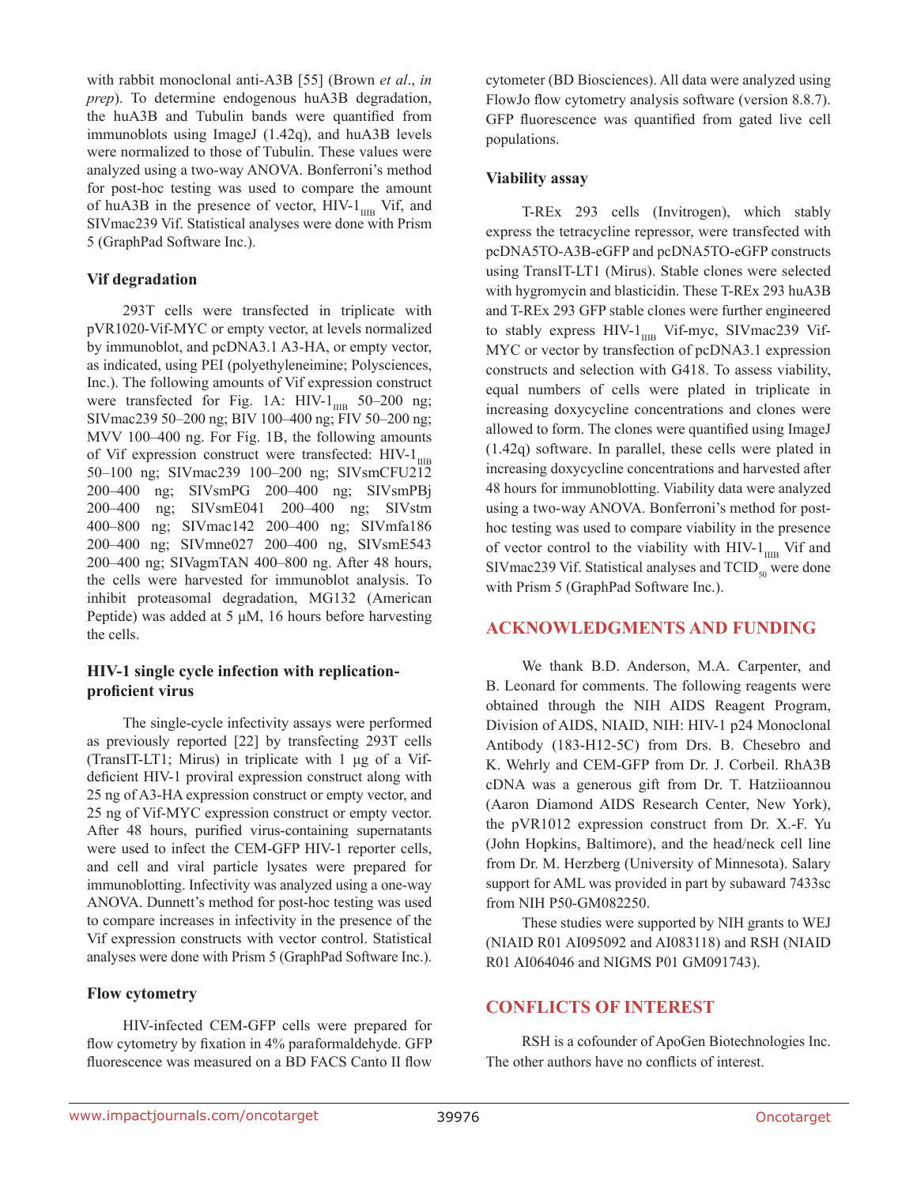with rabbit monoclonal anti-A3B [55] (Brown *et al*., *in prep*). To determine endogenous huA3B degradation, the huA3B and Tubulin bands were quantified from immunoblots using ImageJ (1.42q), and huA3B levels were normalized to those of Tubulin. These values were analyzed using a two-way ANOVA. Bonferroni's method for post-hoc testing was used to compare the amount of huA3B in the presence of vector, HIV-$1_{IIIB}$ Vif, and SIVmac239 Vif. Statistical analyses were done with Prism 5 (GraphPad Software Inc.).

### Vif degradation

293T cells were transfected in triplicate with pVR1020-Vif-MYC or empty vector, at levels normalized by immunoblot, and pcDNA3.1 A3-HA, or empty vector, as indicated, using PEI (polyethyleneimine; Polysciences, Inc.). The following amounts of Vif expression construct were transfected for Fig. 1A: HIV-$1_{IIIB}$ 50–200 ng; SIVmac239 50–200 ng; BIV 100–400 ng; FIV 50–200 ng; MVV 100–400 ng. For Fig. 1B, the following amounts of Vif expression construct were transfected: HIV-$1_{IIIB}$ 50–100 ng; SIVmac239 100–200 ng; SIVsmCFU212 200–400 ng; SIVsmPG 200–400 ng; SIVsmPBj 200–400 ng; SIVsmE041 200–400 ng; SIVstm 400–800 ng; SIVmac142 200–400 ng; SIVmfa186 200–400 ng; SIVmne027 200–400 ng, SIVsmE543 200–400 ng; SIVagmTAN 400–800 ng. After 48 hours, the cells were harvested for immunoblot analysis. To inhibit proteasomal degradation, MG132 (American Peptide) was added at 5 μM, 16 hours before harvesting the cells.

### HIV-1 single cycle infection with replication-proficient virus

The single-cycle infectivity assays were performed as previously reported [22] by transfecting 293T cells (TransIT-LT1; Mirus) in triplicate with 1 μg of a Vif-deficient HIV-1 proviral expression construct along with 25 ng of A3-HA expression construct or empty vector, and 25 ng of Vif-MYC expression construct or empty vector. After 48 hours, purified virus-containing supernatants were used to infect the CEM-GFP HIV-1 reporter cells, and cell and viral particle lysates were prepared for immunoblotting. Infectivity was analyzed using a one-way ANOVA. Dunnett's method for post-hoc testing was used to compare increases in infectivity in the presence of the Vif expression constructs with vector control. Statistical analyses were done with Prism 5 (GraphPad Software Inc.).

### Flow cytometry

HIV-infected CEM-GFP cells were prepared for flow cytometry by fixation in 4% paraformaldehyde. GFP fluorescence was measured on a BD FACS Canto II flow cytometer (BD Biosciences). All data were analyzed using FlowJo flow cytometry analysis software (version 8.8.7). GFP fluorescence was quantified from gated live cell populations.

### Viability assay

T-REx 293 cells (Invitrogen), which stably express the tetracycline repressor, were transfected with pcDNA5TO-A3B-eGFP and pcDNA5TO-eGFP constructs using TransIT-LT1 (Mirus). Stable clones were selected with hygromycin and blasticidin. These T-REx 293 huA3B and T-REx 293 GFP stable clones were further engineered to stably express HIV-$1_{IIIB}$ Vif-myc, SIVmac239 Vif-MYC or vector by transfection of pcDNA3.1 expression constructs and selection with G418. To assess viability, equal numbers of cells were plated in triplicate in increasing doxycycline concentrations and clones were allowed to form. The clones were quantified using ImageJ (1.42q) software. In parallel, these cells were plated in increasing doxycycline concentrations and harvested after 48 hours for immunoblotting. Viability data were analyzed using a two-way ANOVA. Bonferroni's method for post-hoc testing was used to compare viability in the presence of vector control to the viability with HIV-$1_{IIIB}$ Vif and SIVmac239 Vif. Statistical analyses and $TCID_{50}$ were done with Prism 5 (GraphPad Software Inc.).

## ACKNOWLEDGMENTS AND FUNDING

We thank B.D. Anderson, M.A. Carpenter, and B. Leonard for comments. The following reagents were obtained through the NIH AIDS Reagent Program, Division of AIDS, NIAID, NIH: HIV-1 p24 Monoclonal Antibody (183-H12-5C) from Drs. B. Chesebro and K. Wehrly and CEM-GFP from Dr. J. Corbeil. RhA3B cDNA was a generous gift from Dr. T. Hatziioannou (Aaron Diamond AIDS Research Center, New York), the pVR1012 expression construct from Dr. X.-F. Yu (John Hopkins, Baltimore), and the head/neck cell line from Dr. M. Herzberg (University of Minnesota). Salary support for AML was provided in part by subaward 7433sc from NIH P50-GM082250.

These studies were supported by NIH grants to WEJ (NIAID R01 AI095092 and AI083118) and RSH (NIAID R01 AI064046 and NIGMS P01 GM091743).

## CONFLICTS OF INTEREST

RSH is a cofounder of ApoGen Biotechnologies Inc. The other authors have no conflicts of interest.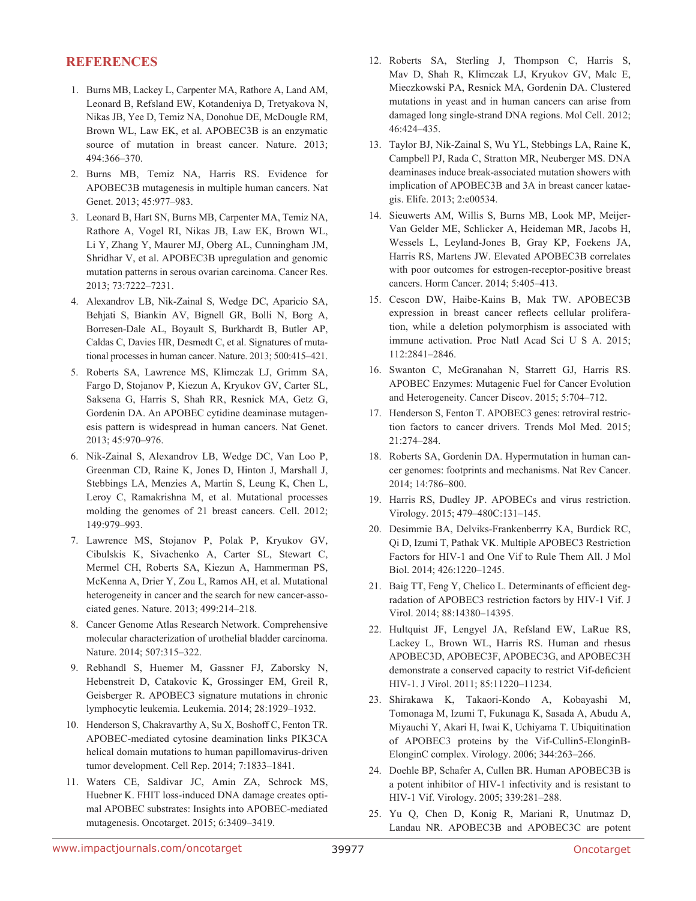## REFERENCES

1. Burns MB, Lackey L, Carpenter MA, Rathore A, Land AM, Leonard B, Refsland EW, Kotandeniya D, Tretyakova N, Nikas JB, Yee D, Temiz NA, Donohue DE, McDougle RM, Brown WL, Law EK, et al. APOBEC3B is an enzymatic source of mutation in breast cancer. Nature. 2013; 494:366–370.
2. Burns MB, Temiz NA, Harris RS. Evidence for APOBEC3B mutagenesis in multiple human cancers. Nat Genet. 2013; 45:977–983.
3. Leonard B, Hart SN, Burns MB, Carpenter MA, Temiz NA, Rathore A, Vogel RI, Nikas JB, Law EK, Brown WL, Li Y, Zhang Y, Maurer MJ, Oberg AL, Cunningham JM, Shridhar V, et al. APOBEC3B upregulation and genomic mutation patterns in serous ovarian carcinoma. Cancer Res. 2013; 73:7222–7231.
4. Alexandrov LB, Nik-Zainal S, Wedge DC, Aparicio SA, Behjati S, Biankin AV, Bignell GR, Bolli N, Borg A, Borresen-Dale AL, Boyault S, Burkhardt B, Butler AP, Caldas C, Davies HR, Desmedt C, et al. Signatures of mutational processes in human cancer. Nature. 2013; 500:415–421.
5. Roberts SA, Lawrence MS, Klimczak LJ, Grimm SA, Fargo D, Stojanov P, Kiezun A, Kryukov GV, Carter SL, Saksena G, Harris S, Shah RR, Resnick MA, Getz G, Gordenin DA. An APOBEC cytidine deaminase mutagenesis pattern is widespread in human cancers. Nat Genet. 2013; 45:970–976.
6. Nik-Zainal S, Alexandrov LB, Wedge DC, Van Loo P, Greenman CD, Raine K, Jones D, Hinton J, Marshall J, Stebbings LA, Menzies A, Martin S, Leung K, Chen L, Leroy C, Ramakrishna M, et al. Mutational processes molding the genomes of 21 breast cancers. Cell. 2012; 149:979–993.
7. Lawrence MS, Stojanov P, Polak P, Kryukov GV, Cibulskis K, Sivachenko A, Carter SL, Stewart C, Mermel CH, Roberts SA, Kiezun A, Hammerman PS, McKenna A, Drier Y, Zou L, Ramos AH, et al. Mutational heterogeneity in cancer and the search for new cancer-associated genes. Nature. 2013; 499:214–218.
8. Cancer Genome Atlas Research Network. Comprehensive molecular characterization of urothelial bladder carcinoma. Nature. 2014; 507:315–322.
9. Rebhandl S, Huemer M, Gassner FJ, Zaborsky N, Hebenstreit D, Catakovic K, Grossinger EM, Greil R, Geisberger R. APOBEC3 signature mutations in chronic lymphocytic leukemia. Leukemia. 2014; 28:1929–1932.
10. Henderson S, Chakravarthy A, Su X, Boshoff C, Fenton TR. APOBEC-mediated cytosine deamination links PIK3CA helical domain mutations to human papillomavirus-driven tumor development. Cell Rep. 2014; 7:1833–1841.
11. Waters CE, Saldivar JC, Amin ZA, Schrock MS, Huebner K. FHIT loss-induced DNA damage creates optimal APOBEC substrates: Insights into APOBEC-mediated mutagenesis. Oncotarget. 2015; 6:3409–3419.
12. Roberts SA, Sterling J, Thompson C, Harris S, Mav D, Shah R, Klimczak LJ, Kryukov GV, Malc E, Mieczkowski PA, Resnick MA, Gordenin DA. Clustered mutations in yeast and in human cancers can arise from damaged long single-strand DNA regions. Mol Cell. 2012; 46:424–435.
13. Taylor BJ, Nik-Zainal S, Wu YL, Stebbings LA, Raine K, Campbell PJ, Rada C, Stratton MR, Neuberger MS. DNA deaminases induce break-associated mutation showers with implication of APOBEC3B and 3A in breast cancer kataegis. Elife. 2013; 2:e00534.
14. Sieuwerts AM, Willis S, Burns MB, Look MP, Meijer-Van Gelder ME, Schlicker A, Heideman MR, Jacobs H, Wessels L, Leyland-Jones B, Gray KP, Foekens JA, Harris RS, Martens JW. Elevated APOBEC3B correlates with poor outcomes for estrogen-receptor-positive breast cancers. Horm Cancer. 2014; 5:405–413.
15. Cescon DW, Haibe-Kains B, Mak TW. APOBEC3B expression in breast cancer reflects cellular proliferation, while a deletion polymorphism is associated with immune activation. Proc Natl Acad Sci U S A. 2015; 112:2841–2846.
16. Swanton C, McGranahan N, Starrett GJ, Harris RS. APOBEC Enzymes: Mutagenic Fuel for Cancer Evolution and Heterogeneity. Cancer Discov. 2015; 5:704–712.
17. Henderson S, Fenton T. APOBEC3 genes: retroviral restriction factors to cancer drivers. Trends Mol Med. 2015; 21:274–284.
18. Roberts SA, Gordenin DA. Hypermutation in human cancer genomes: footprints and mechanisms. Nat Rev Cancer. 2014; 14:786–800.
19. Harris RS, Dudley JP. APOBECs and virus restriction. Virology. 2015; 479–480C:131–145.
20. Desimmie BA, Delviks-Frankenberrry KA, Burdick RC, Qi D, Izumi T, Pathak VK. Multiple APOBEC3 Restriction Factors for HIV-1 and One Vif to Rule Them All. J Mol Biol. 2014; 426:1220–1245.
21. Baig TT, Feng Y, Chelico L. Determinants of efficient degradation of APOBEC3 restriction factors by HIV-1 Vif. J Virol. 2014; 88:14380–14395.
22. Hultquist JF, Lengyel JA, Refsland EW, LaRue RS, Lackey L, Brown WL, Harris RS. Human and rhesus APOBEC3D, APOBEC3F, APOBEC3G, and APOBEC3H demonstrate a conserved capacity to restrict Vif-deficient HIV-1. J Virol. 2011; 85:11220–11234.
23. Shirakawa K, Takaori-Kondo A, Kobayashi M, Tomonaga M, Izumi T, Fukunaga K, Sasada A, Abudu A, Miyauchi Y, Akari H, Iwai K, Uchiyama T. Ubiquitination of APOBEC3 proteins by the Vif-Cullin5-ElonginB-ElonginC complex. Virology. 2006; 344:263–266.
24. Doehle BP, Schafer A, Cullen BR. Human APOBEC3B is a potent inhibitor of HIV-1 infectivity and is resistant to HIV-1 Vif. Virology. 2005; 339:281–288.
25. Yu Q, Chen D, Konig R, Mariani R, Unutmaz D, Landau NR. APOBEC3B and APOBEC3C are potent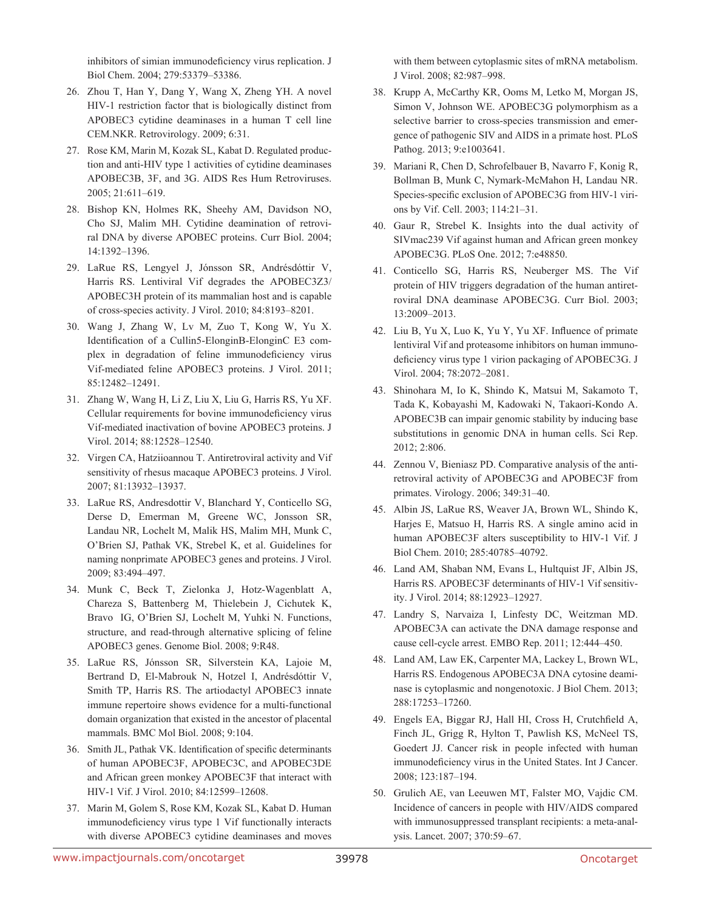inhibitors of simian immunodeficiency virus replication. J Biol Chem. 2004; 279:53379–53386.

26. Zhou T, Han Y, Dang Y, Wang X, Zheng YH. A novel HIV-1 restriction factor that is biologically distinct from APOBEC3 cytidine deaminases in a human T cell line CEM.NKR. Retrovirology. 2009; 6:31.

27. Rose KM, Marin M, Kozak SL, Kabat D. Regulated production and anti-HIV type 1 activities of cytidine deaminases APOBEC3B, 3F, and 3G. AIDS Res Hum Retroviruses. 2005; 21:611–619.

28. Bishop KN, Holmes RK, Sheehy AM, Davidson NO, Cho SJ, Malim MH. Cytidine deamination of retroviral DNA by diverse APOBEC proteins. Curr Biol. 2004; 14:1392–1396.

29. LaRue RS, Lengyel J, Jónsson SR, Andrésdóttir V, Harris RS. Lentiviral Vif degrades the APOBEC3Z3/APOBEC3H protein of its mammalian host and is capable of cross-species activity. J Virol. 2010; 84:8193–8201.

30. Wang J, Zhang W, Lv M, Zuo T, Kong W, Yu X. Identification of a Cullin5-ElonginB-ElonginC E3 complex in degradation of feline immunodeficiency virus Vif-mediated feline APOBEC3 proteins. J Virol. 2011; 85:12482–12491.

31. Zhang W, Wang H, Li Z, Liu X, Liu G, Harris RS, Yu XF. Cellular requirements for bovine immunodeficiency virus Vif-mediated inactivation of bovine APOBEC3 proteins. J Virol. 2014; 88:12528–12540.

32. Virgen CA, Hatziioannou T. Antiretroviral activity and Vif sensitivity of rhesus macaque APOBEC3 proteins. J Virol. 2007; 81:13932–13937.

33. LaRue RS, Andresdottir V, Blanchard Y, Conticello SG, Derse D, Emerman M, Greene WC, Jonsson SR, Landau NR, Lochelt M, Malik HS, Malim MH, Munk C, O'Brien SJ, Pathak VK, Strebel K, et al. Guidelines for naming nonprimate APOBEC3 genes and proteins. J Virol. 2009; 83:494–497.

34. Munk C, Beck T, Zielonka J, Hotz-Wagenblatt A, Chareza S, Battenberg M, Thielebein J, Cichutek K, Bravo IG, O'Brien SJ, Lochelt M, Yuhki N. Functions, structure, and read-through alternative splicing of feline APOBEC3 genes. Genome Biol. 2008; 9:R48.

35. LaRue RS, Jónsson SR, Silverstein KA, Lajoie M, Bertrand D, El-Mabrouk N, Hotzel I, Andrésdóttir V, Smith TP, Harris RS. The artiodactyl APOBEC3 innate immune repertoire shows evidence for a multi-functional domain organization that existed in the ancestor of placental mammals. BMC Mol Biol. 2008; 9:104.

36. Smith JL, Pathak VK. Identification of specific determinants of human APOBEC3F, APOBEC3C, and APOBEC3DE and African green monkey APOBEC3F that interact with HIV-1 Vif. J Virol. 2010; 84:12599–12608.

37. Marin M, Golem S, Rose KM, Kozak SL, Kabat D. Human immunodeficiency virus type 1 Vif functionally interacts with diverse APOBEC3 cytidine deaminases and moves with them between cytoplasmic sites of mRNA metabolism. J Virol. 2008; 82:987–998.

38. Krupp A, McCarthy KR, Ooms M, Letko M, Morgan JS, Simon V, Johnson WE. APOBEC3G polymorphism as a selective barrier to cross-species transmission and emergence of pathogenic SIV and AIDS in a primate host. PLoS Pathog. 2013; 9:e1003641.

39. Mariani R, Chen D, Schrofelbauer B, Navarro F, Konig R, Bollman B, Munk C, Nymark-McMahon H, Landau NR. Species-specific exclusion of APOBEC3G from HIV-1 virions by Vif. Cell. 2003; 114:21–31.

40. Gaur R, Strebel K. Insights into the dual activity of SIVmac239 Vif against human and African green monkey APOBEC3G. PLoS One. 2012; 7:e48850.

41. Conticello SG, Harris RS, Neuberger MS. The Vif protein of HIV triggers degradation of the human antiretroviral DNA deaminase APOBEC3G. Curr Biol. 2003; 13:2009–2013.

42. Liu B, Yu X, Luo K, Yu Y, Yu XF. Influence of primate lentiviral Vif and proteasome inhibitors on human immunodeficiency virus type 1 virion packaging of APOBEC3G. J Virol. 2004; 78:2072–2081.

43. Shinohara M, Io K, Shindo K, Matsui M, Sakamoto T, Tada K, Kobayashi M, Kadowaki N, Takaori-Kondo A. APOBEC3B can impair genomic stability by inducing base substitutions in genomic DNA in human cells. Sci Rep. 2012; 2:806.

44. Zennou V, Bieniasz PD. Comparative analysis of the antiretroviral activity of APOBEC3G and APOBEC3F from primates. Virology. 2006; 349:31–40.

45. Albin JS, LaRue RS, Weaver JA, Brown WL, Shindo K, Harjes E, Matsuo H, Harris RS. A single amino acid in human APOBEC3F alters susceptibility to HIV-1 Vif. J Biol Chem. 2010; 285:40785–40792.

46. Land AM, Shaban NM, Evans L, Hultquist JF, Albin JS, Harris RS. APOBEC3F determinants of HIV-1 Vif sensitivity. J Virol. 2014; 88:12923–12927.

47. Landry S, Narvaiza I, Linfesty DC, Weitzman MD. APOBEC3A can activate the DNA damage response and cause cell-cycle arrest. EMBO Rep. 2011; 12:444–450.

48. Land AM, Law EK, Carpenter MA, Lackey L, Brown WL, Harris RS. Endogenous APOBEC3A DNA cytosine deaminase is cytoplasmic and nongenotoxic. J Biol Chem. 2013; 288:17253–17260.

49. Engels EA, Biggar RJ, Hall HI, Cross H, Crutchfield A, Finch JL, Grigg R, Hylton T, Pawlish KS, McNeel TS, Goedert JJ. Cancer risk in people infected with human immunodeficiency virus in the United States. Int J Cancer. 2008; 123:187–194.

50. Grulich AE, van Leeuwen MT, Falster MO, Vajdic CM. Incidence of cancers in people with HIV/AIDS compared with immunosuppressed transplant recipients: a meta-analysis. Lancet. 2007; 370:59–67.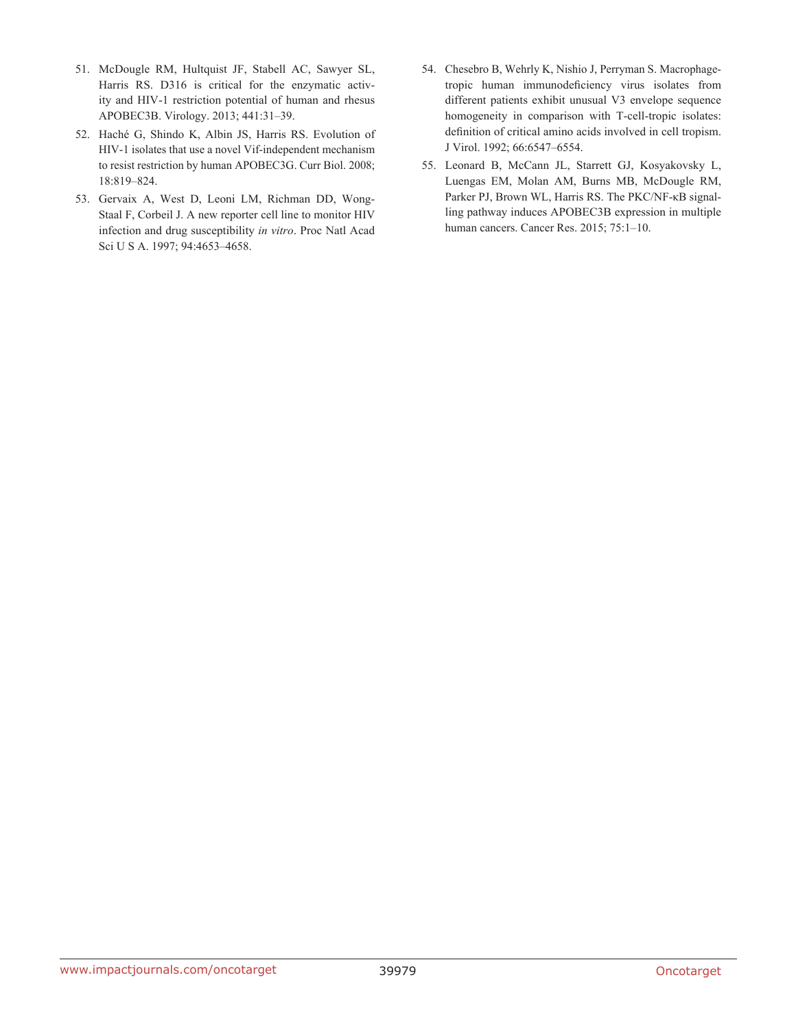51. McDougle RM, Hultquist JF, Stabell AC, Sawyer SL, Harris RS. D316 is critical for the enzymatic activity and HIV-1 restriction potential of human and rhesus APOBEC3B. Virology. 2013; 441:31–39.

52. Haché G, Shindo K, Albin JS, Harris RS. Evolution of HIV-1 isolates that use a novel Vif-independent mechanism to resist restriction by human APOBEC3G. Curr Biol. 2008; 18:819–824.

53. Gervaix A, West D, Leoni LM, Richman DD, Wong-Staal F, Corbeil J. A new reporter cell line to monitor HIV infection and drug susceptibility *in vitro*. Proc Natl Acad Sci U S A. 1997; 94:4653–4658.

54. Chesebro B, Wehrly K, Nishio J, Perryman S. Macrophage-tropic human immunodeficiency virus isolates from different patients exhibit unusual V3 envelope sequence homogeneity in comparison with T-cell-tropic isolates: definition of critical amino acids involved in cell tropism. J Virol. 1992; 66:6547–6554.

55. Leonard B, McCann JL, Starrett GJ, Kosyakovsky L, Luengas EM, Molan AM, Burns MB, McDougle RM, Parker PJ, Brown WL, Harris RS. The PKC/NF-κB signalling pathway induces APOBEC3B expression in multiple human cancers. Cancer Res. 2015; 75:1–10.